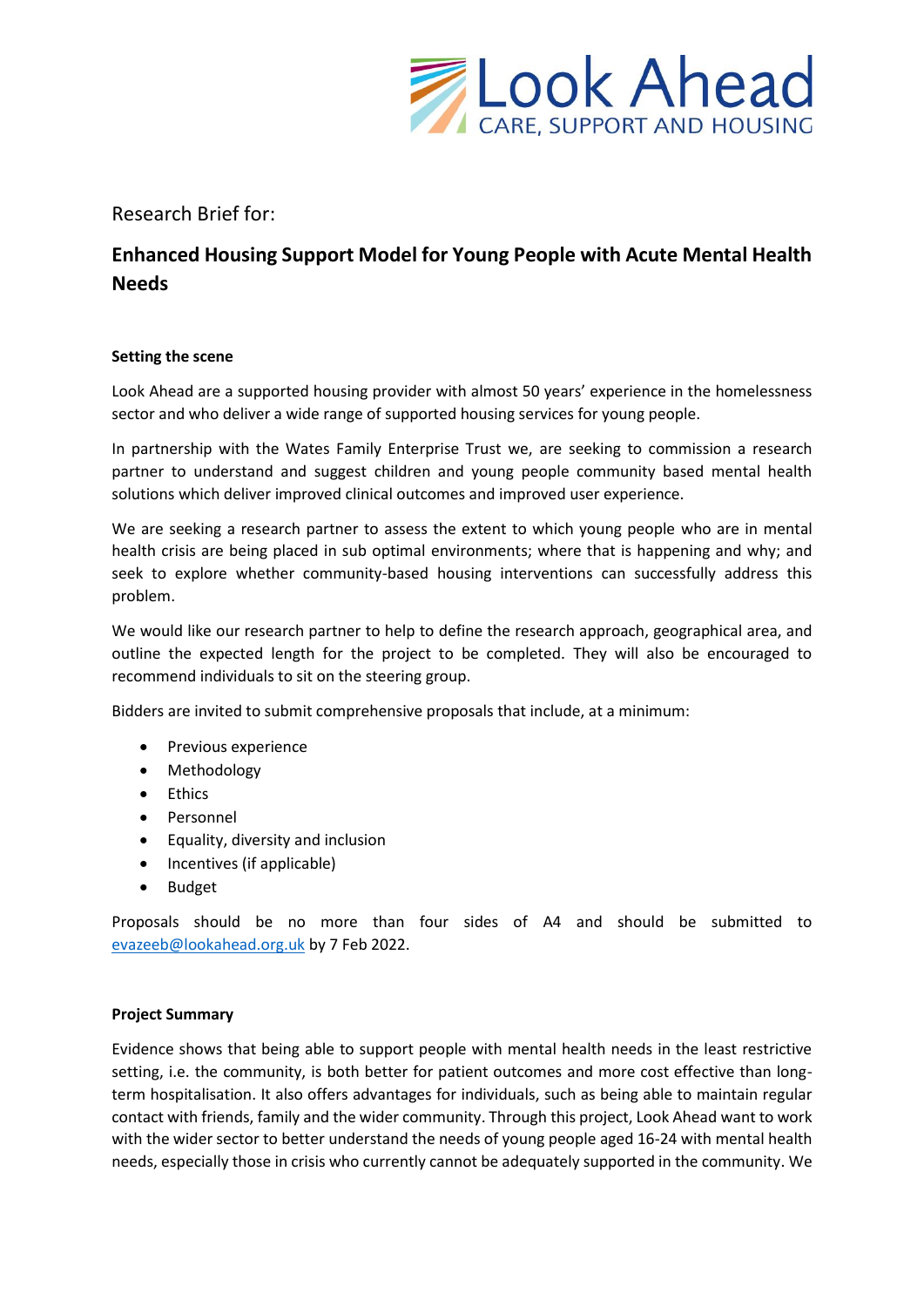Look Ahead
CARE, SUPPORT AND HOUSING

Research Brief for:

# Enhanced Housing Support Model for Young People with Acute Mental Health Needs

**Setting the scene**

Look Ahead are a supported housing provider with almost 50 years' experience in the homelessness sector and who deliver a wide range of supported housing services for young people.

In partnership with the Wates Family Enterprise Trust we, are seeking to commission a research partner to understand and suggest children and young people community based mental health solutions which deliver improved clinical outcomes and improved user experience.

We are seeking a research partner to assess the extent to which young people who are in mental health crisis are being placed in sub optimal environments; where that is happening and why; and seek to explore whether community-based housing interventions can successfully address this problem.

We would like our research partner to help to define the research approach, geographical area, and outline the expected length for the project to be completed. They will also be encouraged to recommend individuals to sit on the steering group.

Bidders are invited to submit comprehensive proposals that include, at a minimum:

- Previous experience
- Methodology
- Ethics
- Personnel
- Equality, diversity and inclusion
- Incentives (if applicable)
- Budget

Proposals should be no more than four sides of A4 and should be submitted to evazeeb@lookahead.org.uk by 7 Feb 2022.

**Project Summary**

Evidence shows that being able to support people with mental health needs in the least restrictive setting, i.e. the community, is both better for patient outcomes and more cost effective than long-term hospitalisation. It also offers advantages for individuals, such as being able to maintain regular contact with friends, family and the wider community. Through this project, Look Ahead want to work with the wider sector to better understand the needs of young people aged 16-24 with mental health needs, especially those in crisis who currently cannot be adequately supported in the community. We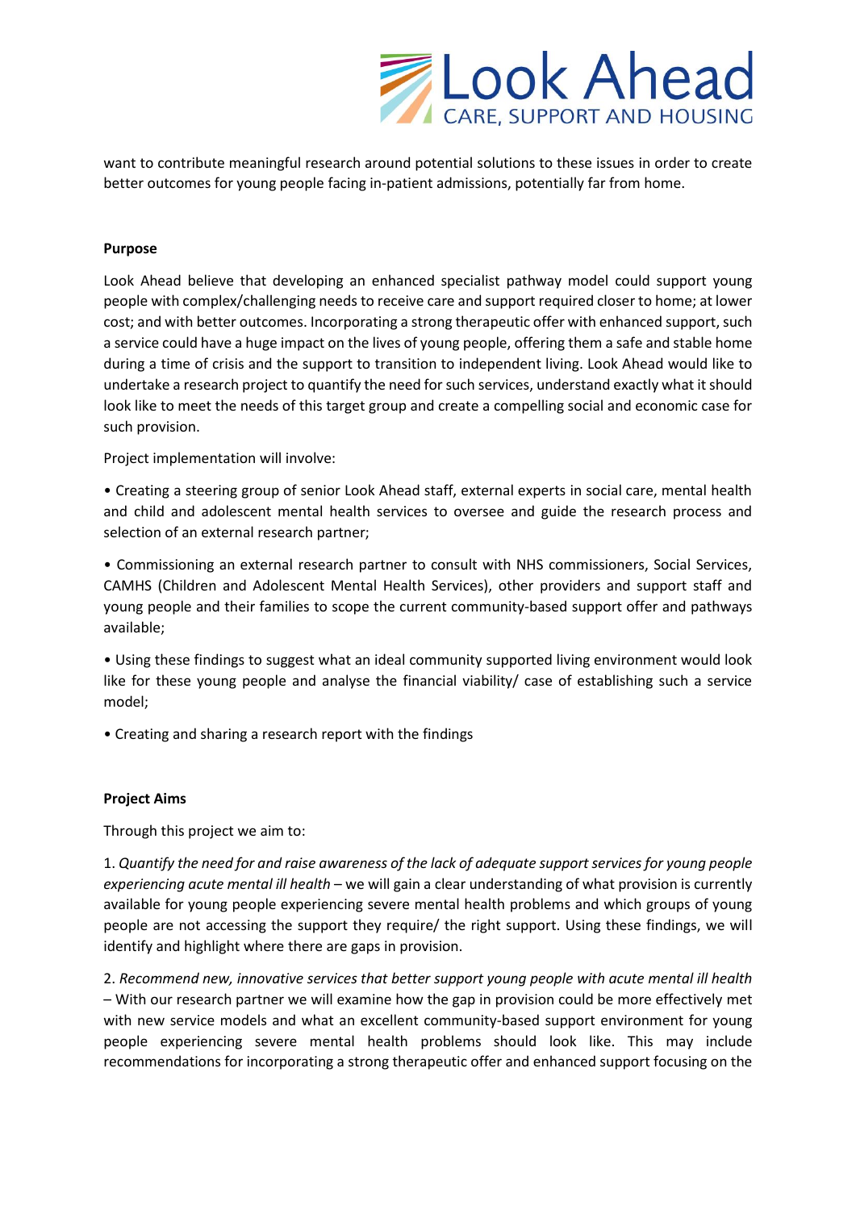want to contribute meaningful research around potential solutions to these issues in order to create better outcomes for young people facing in-patient admissions, potentially far from home.

**Purpose**

Look Ahead believe that developing an enhanced specialist pathway model could support young people with complex/challenging needs to receive care and support required closer to home; at lower cost; and with better outcomes. Incorporating a strong therapeutic offer with enhanced support, such a service could have a huge impact on the lives of young people, offering them a safe and stable home during a time of crisis and the support to transition to independent living. Look Ahead would like to undertake a research project to quantify the need for such services, understand exactly what it should look like to meet the needs of this target group and create a compelling social and economic case for such provision.

Project implementation will involve:

• Creating a steering group of senior Look Ahead staff, external experts in social care, mental health and child and adolescent mental health services to oversee and guide the research process and selection of an external research partner;

• Commissioning an external research partner to consult with NHS commissioners, Social Services, CAMHS (Children and Adolescent Mental Health Services), other providers and support staff and young people and their families to scope the current community-based support offer and pathways available;

• Using these findings to suggest what an ideal community supported living environment would look like for these young people and analyse the financial viability/ case of establishing such a service model;

• Creating and sharing a research report with the findings

**Project Aims**

Through this project we aim to:

1. *Quantify the need for and raise awareness of the lack of adequate support services for young people experiencing acute mental ill health* – we will gain a clear understanding of what provision is currently available for young people experiencing severe mental health problems and which groups of young people are not accessing the support they require/ the right support. Using these findings, we will identify and highlight where there are gaps in provision.

2. *Recommend new, innovative services that better support young people with acute mental ill health* – With our research partner we will examine how the gap in provision could be more effectively met with new service models and what an excellent community-based support environment for young people experiencing severe mental health problems should look like. This may include recommendations for incorporating a strong therapeutic offer and enhanced support focusing on the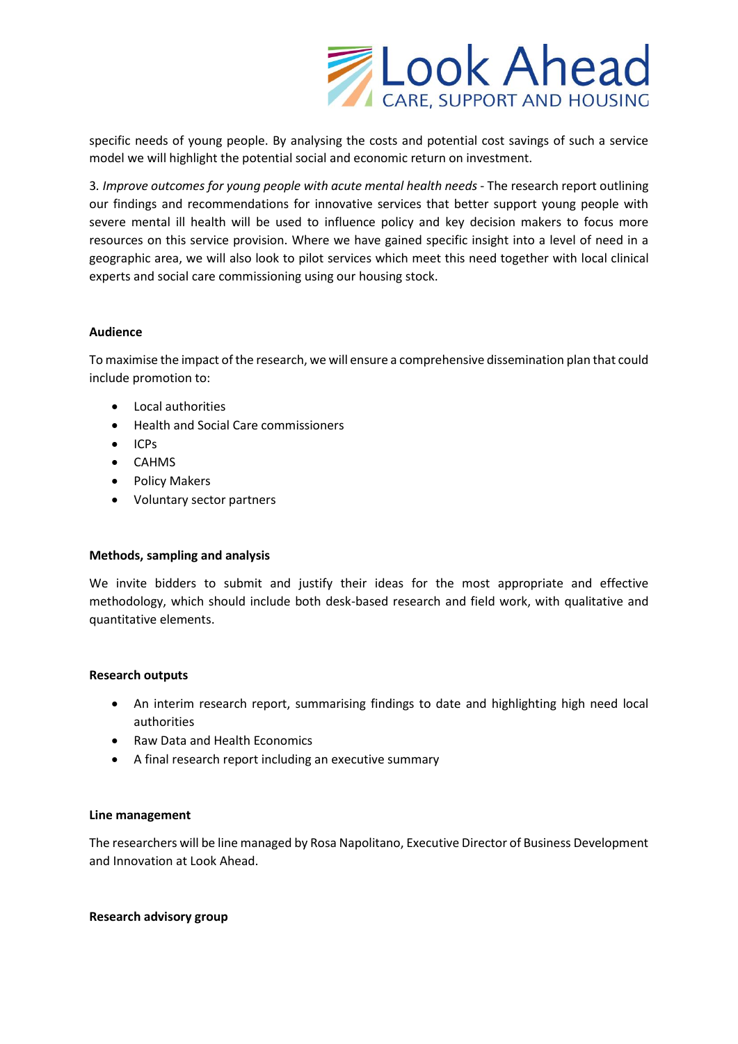specific needs of young people. By analysing the costs and potential cost savings of such a service model we will highlight the potential social and economic return on investment.

3. *Improve outcomes for young people with acute mental health needs* - The research report outlining our findings and recommendations for innovative services that better support young people with severe mental ill health will be used to influence policy and key decision makers to focus more resources on this service provision. Where we have gained specific insight into a level of need in a geographic area, we will also look to pilot services which meet this need together with local clinical experts and social care commissioning using our housing stock.

**Audience**

To maximise the impact of the research, we will ensure a comprehensive dissemination plan that could include promotion to:

- Local authorities
- Health and Social Care commissioners
- ICPs
- CAHMS
- Policy Makers
- Voluntary sector partners

**Methods, sampling and analysis**

We invite bidders to submit and justify their ideas for the most appropriate and effective methodology, which should include both desk-based research and field work, with qualitative and quantitative elements.

**Research outputs**

- An interim research report, summarising findings to date and highlighting high need local authorities
- Raw Data and Health Economics
- A final research report including an executive summary

**Line management**

The researchers will be line managed by Rosa Napolitano, Executive Director of Business Development and Innovation at Look Ahead.

**Research advisory group**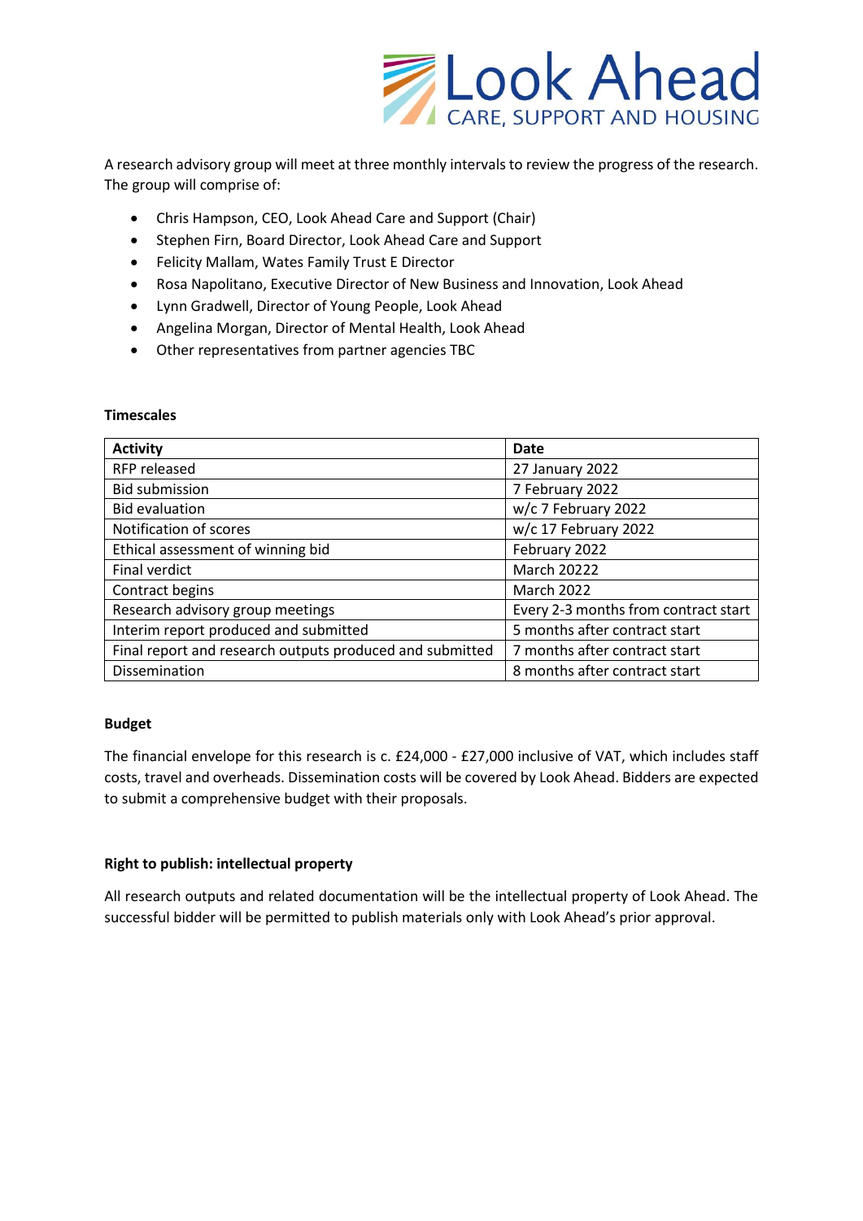A research advisory group will meet at three monthly intervals to review the progress of the research. The group will comprise of:

- Chris Hampson, CEO, Look Ahead Care and Support (Chair)
- Stephen Firn, Board Director, Look Ahead Care and Support
- Felicity Mallam, Wates Family Trust E Director
- Rosa Napolitano, Executive Director of New Business and Innovation, Look Ahead
- Lynn Gradwell, Director of Young People, Look Ahead
- Angelina Morgan, Director of Mental Health, Look Ahead
- Other representatives from partner agencies TBC

**Timescales**

| Activity | Date |
| --- | --- |
| RFP released | 27 January 2022 |
| Bid submission | 7 February 2022 |
| Bid evaluation | w/c 7 February 2022 |
| Notification of scores | w/c 17 February 2022 |
| Ethical assessment of winning bid | February 2022 |
| Final verdict | March 20222 |
| Contract begins | March 2022 |
| Research advisory group meetings | Every 2-3 months from contract start |
| Interim report produced and submitted | 5 months after contract start |
| Final report and research outputs produced and submitted | 7 months after contract start |
| Dissemination | 8 months after contract start |

**Budget**

The financial envelope for this research is c. £24,000 - £27,000 inclusive of VAT, which includes staff costs, travel and overheads. Dissemination costs will be covered by Look Ahead. Bidders are expected to submit a comprehensive budget with their proposals.

**Right to publish: intellectual property**

All research outputs and related documentation will be the intellectual property of Look Ahead. The successful bidder will be permitted to publish materials only with Look Ahead's prior approval.